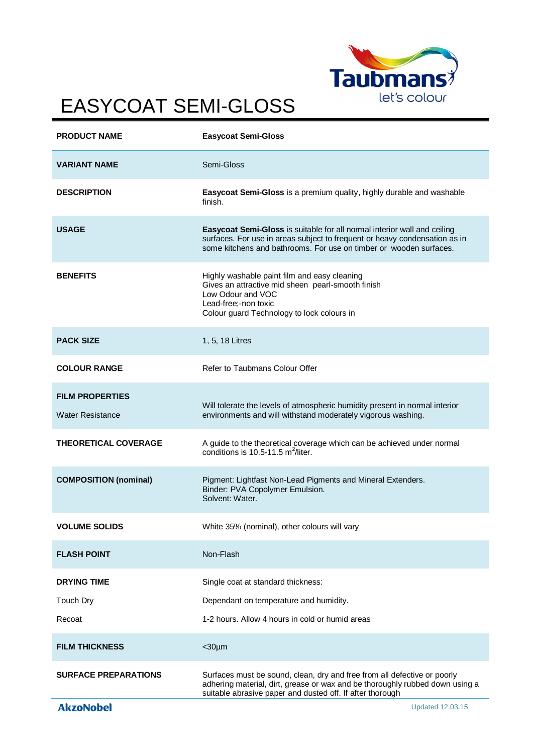# EASYCOAT SEMI-GLOSS

| | |
|---|---|
| **PRODUCT NAME** | **Easycoat Semi-Gloss** |
| **VARIANT NAME** | Semi-Gloss |
| **DESCRIPTION** | **Easycoat Semi-Gloss** is a premium quality, highly durable and washable finish. |
| **USAGE** | **Easycoat Semi-Gloss** is suitable for all normal interior wall and ceiling surfaces. For use in areas subject to frequent or heavy condensation as in some kitchens and bathrooms. For use on timber or wooden surfaces. |
| **BENEFITS** | Highly washable paint film and easy cleaning<br>Gives an attractive mid sheen pearl-smooth finish<br>Low Odour and VOC<br>Lead-free;-non toxic<br>Colour guard Technology to lock colours in |
| **PACK SIZE** | 1, 5, 18 Litres |
| **COLOUR RANGE** | Refer to Taubmans Colour Offer |
| **FILM PROPERTIES**<br>Water Resistance | Will tolerate the levels of atmospheric humidity present in normal interior environments and will withstand moderately vigorous washing. |
| **THEORETICAL COVERAGE** | A guide to the theoretical coverage which can be achieved under normal conditions is 10.5-11.5 $m^2$/liter. |
| **COMPOSITION (nominal)** | Pigment: Lightfast Non-Lead Pigments and Mineral Extenders.<br>Binder: PVA Copolymer Emulsion.<br>Solvent: Water. |
| **VOLUME SOLIDS** | White 35% (nominal), other colours will vary |
| **FLASH POINT** | Non-Flash |
| **DRYING TIME** | Single coat at standard thickness: |
| Touch Dry | Dependant on temperature and humidity. |
| Recoat | 1-2 hours. Allow 4 hours in cold or humid areas |
| **FILM THICKNESS** | <30µm |
| **SURFACE PREPARATIONS** | Surfaces must be sound, clean, dry and free from all defective or poorly adhering material, dirt, grease or wax and be thoroughly rubbed down using a suitable abrasive paper and dusted off. If after thorough |

Updated 12.03.15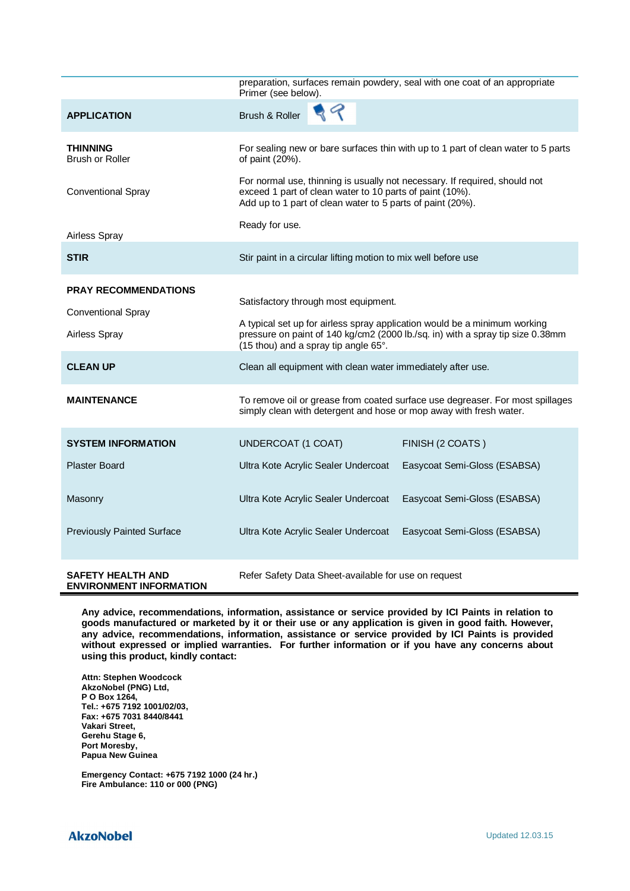| | | |
|---|---|---|
| | preparation, surfaces remain powdery, seal with one coat of an appropriate Primer (see below). | |
| **APPLICATION** | Brush & Roller | |
| **THINNING** Brush or Roller | For sealing new or bare surfaces thin with up to 1 part of clean water to 5 parts of paint (20%). | |
| Conventional Spray | For normal use, thinning is usually not necessary. If required, should not exceed 1 part of clean water to 10 parts of paint (10%). Add up to 1 part of clean water to 5 parts of paint (20%). | |
| Airless Spray | Ready for use. | |
| **STIR** | Stir paint in a circular lifting motion to mix well before use | |
| **PRAY RECOMMENDATIONS** | | |
| Conventional Spray | Satisfactory through most equipment. | |
| Airless Spray | A typical set up for airless spray application would be a minimum working pressure on paint of 140 kg/cm2 (2000 lb./sq. in) with a spray tip size 0.38mm (15 thou) and a spray tip angle 65°. | |
| **CLEAN UP** | Clean all equipment with clean water immediately after use. | |
| **MAINTENANCE** | To remove oil or grease from coated surface use degreaser. For most spillages simply clean with detergent and hose or mop away with fresh water. | |
| **SYSTEM INFORMATION** | UNDERCOAT (1 COAT) | FINISH (2 COATS ) |
| Plaster Board | Ultra Kote Acrylic Sealer Undercoat | Easycoat Semi-Gloss (ESABSA) |
| Masonry | Ultra Kote Acrylic Sealer Undercoat | Easycoat Semi-Gloss (ESABSA) |
| Previously Painted Surface | Ultra Kote Acrylic Sealer Undercoat | Easycoat Semi-Gloss (ESABSA) |
| **SAFETY HEALTH AND ENVIRONMENT INFORMATION** | Refer Safety Data Sheet-available for use on request | |

**Any advice, recommendations, information, assistance or service provided by ICI Paints in relation to goods manufactured or marketed by it or their use or any application is given in good faith. However, any advice, recommendations, information, assistance or service provided by ICI Paints is provided without expressed or implied warranties. For further information or if you have any concerns about using this product, kindly contact:**

**Attn: Stephen Woodcock**
**AkzoNobel (PNG) Ltd,**
**P O Box 1264,**
**Tel.: +675 7192 1001/02/03,**
**Fax: +675 7031 8440/8441**
**Vakari Street,**
**Gerehu Stage 6,**
**Port Moresby,**
**Papua New Guinea**

**Emergency Contact: +675 7192 1000 (24 hr.)**
**Fire Ambulance: 110 or 000 (PNG)**

**AkzoNobel**

Updated 12.03.15